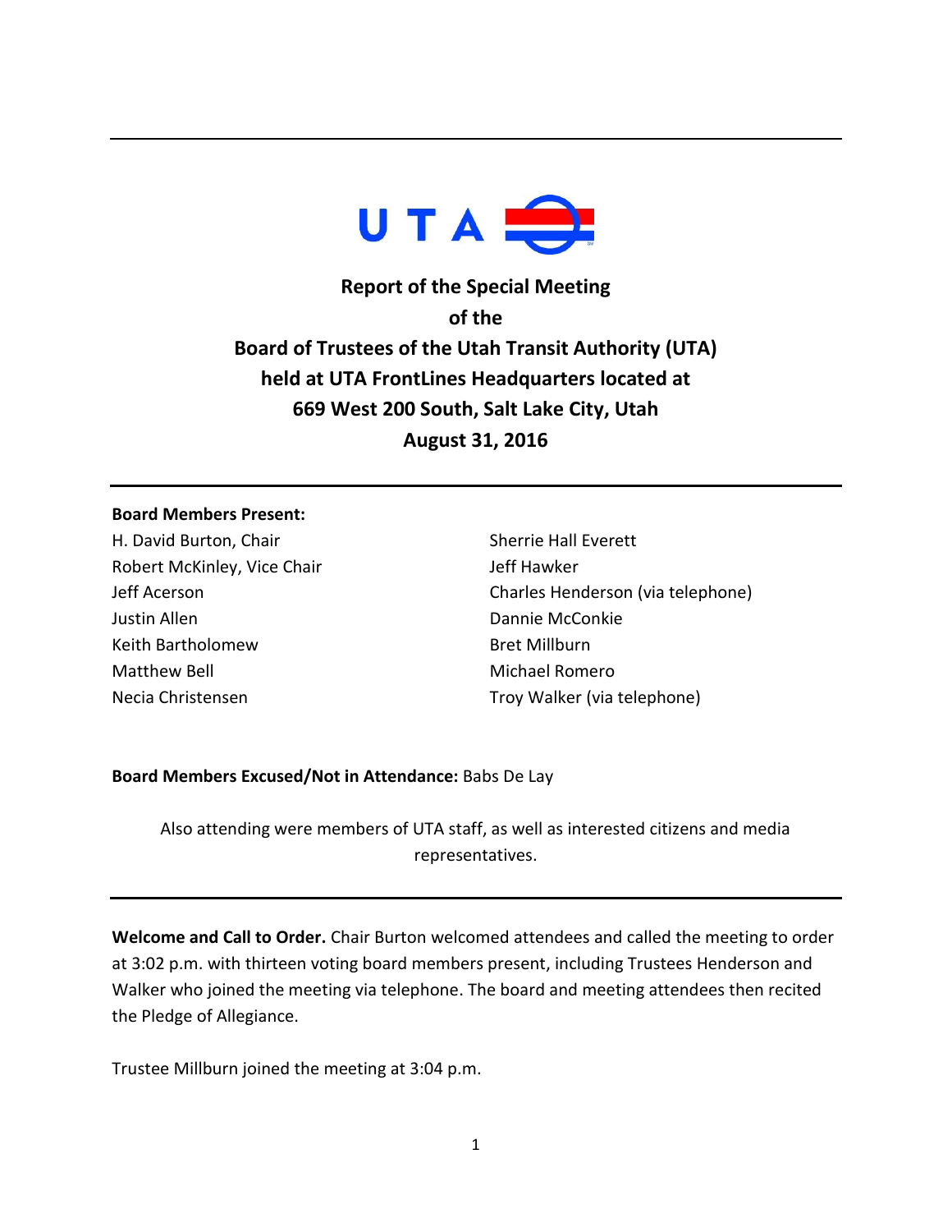# Report of the Special Meeting of the Board of Trustees of the Utah Transit Authority (UTA) held at UTA FrontLines Headquarters located at 669 West 200 South, Salt Lake City, Utah August 31, 2016

**Board Members Present:**

H. David Burton, Chair
Robert McKinley, Vice Chair
Jeff Acerson
Justin Allen
Keith Bartholomew
Matthew Bell
Necia Christensen
Sherrie Hall Everett
Jeff Hawker
Charles Henderson (via telephone)
Dannie McConkie
Bret Millburn
Michael Romero
Troy Walker (via telephone)

**Board Members Excused/Not in Attendance:** Babs De Lay

Also attending were members of UTA staff, as well as interested citizens and media representatives.

**Welcome and Call to Order.** Chair Burton welcomed attendees and called the meeting to order at 3:02 p.m. with thirteen voting board members present, including Trustees Henderson and Walker who joined the meeting via telephone. The board and meeting attendees then recited the Pledge of Allegiance.

Trustee Millburn joined the meeting at 3:04 p.m.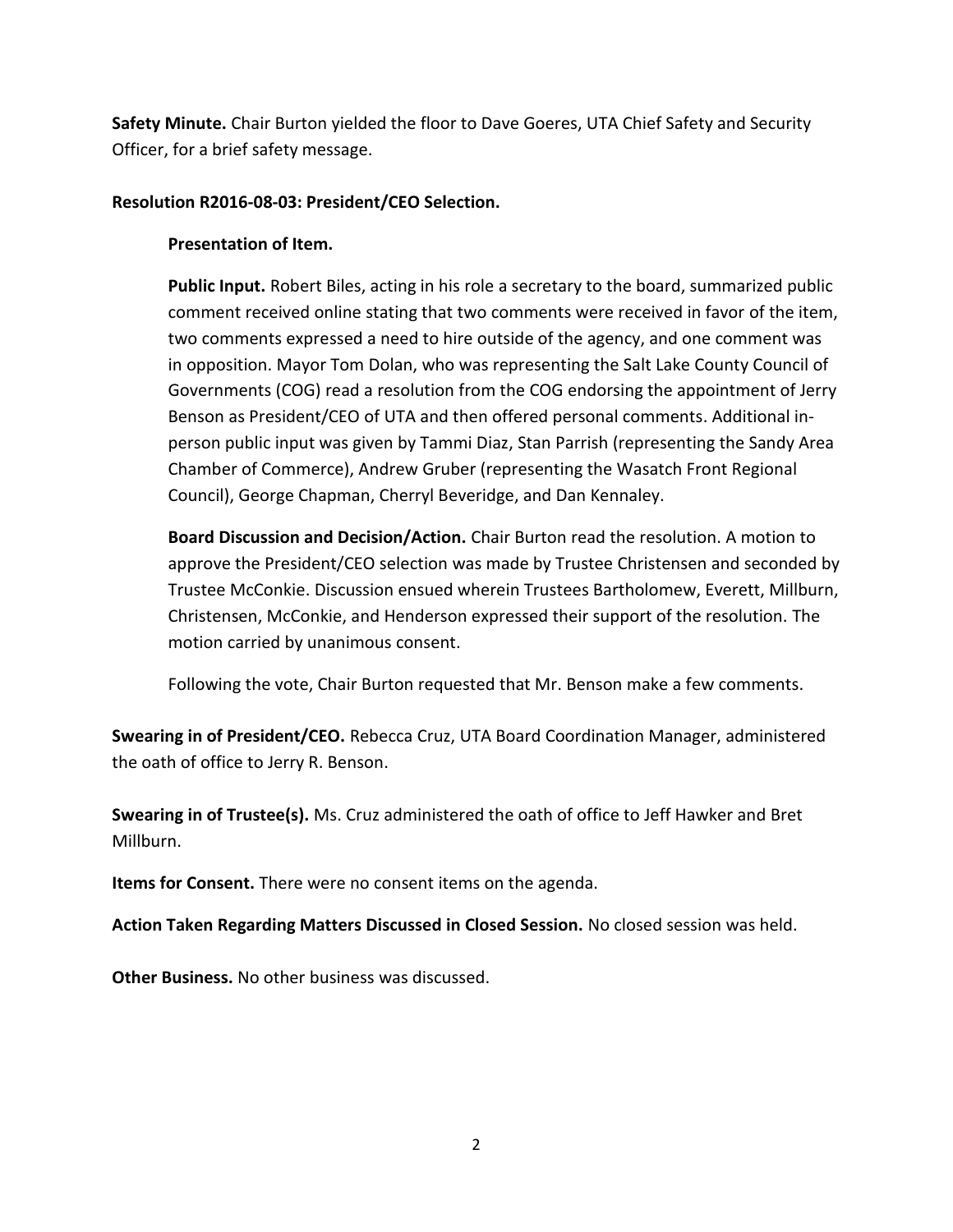**Safety Minute.** Chair Burton yielded the floor to Dave Goeres, UTA Chief Safety and Security Officer, for a brief safety message.

**Resolution R2016-08-03: President/CEO Selection.**

**Presentation of Item.**

**Public Input.** Robert Biles, acting in his role a secretary to the board, summarized public comment received online stating that two comments were received in favor of the item, two comments expressed a need to hire outside of the agency, and one comment was in opposition. Mayor Tom Dolan, who was representing the Salt Lake County Council of Governments (COG) read a resolution from the COG endorsing the appointment of Jerry Benson as President/CEO of UTA and then offered personal comments. Additional in-person public input was given by Tammi Diaz, Stan Parrish (representing the Sandy Area Chamber of Commerce), Andrew Gruber (representing the Wasatch Front Regional Council), George Chapman, Cherryl Beveridge, and Dan Kennaley.

**Board Discussion and Decision/Action.** Chair Burton read the resolution. A motion to approve the President/CEO selection was made by Trustee Christensen and seconded by Trustee McConkie. Discussion ensued wherein Trustees Bartholomew, Everett, Millburn, Christensen, McConkie, and Henderson expressed their support of the resolution. The motion carried by unanimous consent.

Following the vote, Chair Burton requested that Mr. Benson make a few comments.

**Swearing in of President/CEO.** Rebecca Cruz, UTA Board Coordination Manager, administered the oath of office to Jerry R. Benson.

**Swearing in of Trustee(s).** Ms. Cruz administered the oath of office to Jeff Hawker and Bret Millburn.

**Items for Consent.** There were no consent items on the agenda.

**Action Taken Regarding Matters Discussed in Closed Session.** No closed session was held.

**Other Business.** No other business was discussed.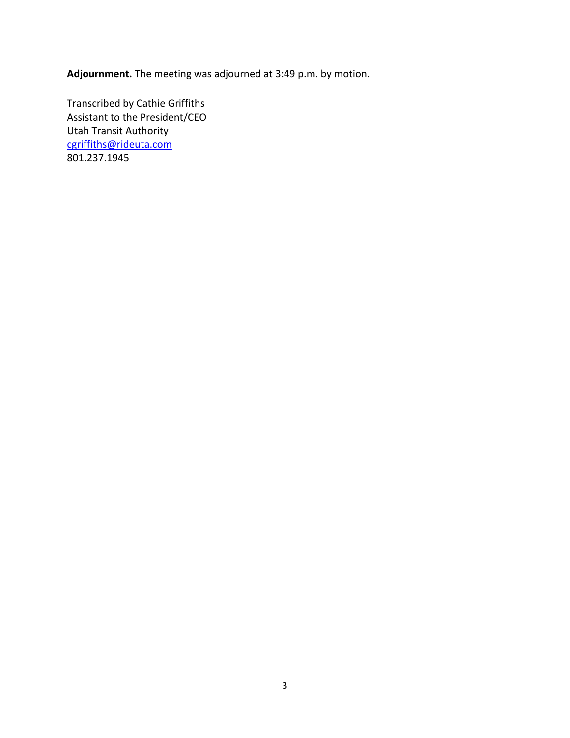**Adjournment.** The meeting was adjourned at 3:49 p.m. by motion.

Transcribed by Cathie Griffiths  
Assistant to the President/CEO  
Utah Transit Authority  
cgriffiths@rideuta.com  
801.237.1945